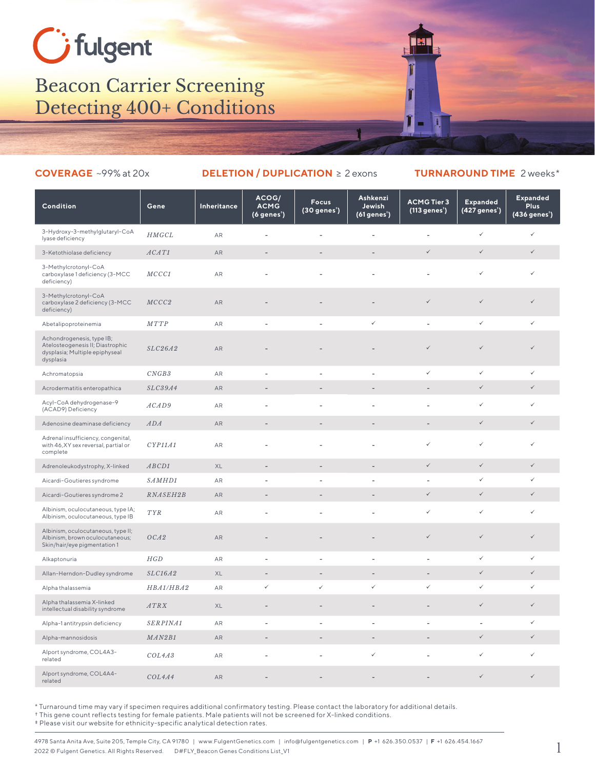# Beacon Carrier Screening Detecting 400+ Conditions

**COVERAGE** ~99% at 20x **DELETION / DUPLICATION** ≥ 2 exons **TURNAROUND TIME** 2 weeks*

| Condition | Gene | Inheritance | ACOG/ ACMG (6 genes†) | Focus (30 genes†) | Ashkenzi Jewish (61 genes†) | ACMG Tier 3 (113 genes†) | Expanded (427 genes†) | Expanded Plus (436 genes†) |
|---|---|---|---|---|---|---|---|---|
| 3-Hydroxy-3-methylglutaryl-CoA lyase deficiency | *HMGCL* | AR | - | - | - | - | ✓ | ✓ |
| 3-Ketothiolase deficiency | *ACAT1* | AR | - | - | - | ✓ | ✓ | ✓ |
| 3-Methylcrotonyl-CoA carboxylase 1 deficiency (3-MCC deficiency) | *MCCC1* | AR | - | - | - | - | ✓ | ✓ |
| 3-Methylcrotonyl-CoA carboxylase 2 deficiency (3-MCC deficiency) | *MCCC2* | AR | - | - | - | ✓ | ✓ | ✓ |
| Abetalipoproteinemia | *MTTP* | AR | - | - | ✓ | - | ✓ | ✓ |
| Achondrogenesis, type IB; Atelosteogenesis II; Diastrophic dysplasia; Multiple epiphyseal dysplasia | *SLC26A2* | AR | - | - | - | ✓ | ✓ | ✓ |
| Achromatopsia | *CNGB3* | AR | - | - | - | ✓ | ✓ | ✓ |
| Acrodermatitis enteropathica | *SLC39A4* | AR | - | - | - | - | ✓ | ✓ |
| Acyl-CoA dehydrogenase-9 (ACAD9) Deficiency | *ACAD9* | AR | - | - | - | - | ✓ | ✓ |
| Adenosine deaminase deficiency | *ADA* | AR | - | - | - | - | ✓ | ✓ |
| Adrenal insufficiency, congenital, with 46,XY sex reversal, partial or complete | *CYP11A1* | AR | - | - | - | ✓ | ✓ | ✓ |
| Adrenoleukodystrophy, X-linked | *ABCD1* | XL | - | - | - | ✓ | ✓ | ✓ |
| Aicardi-Goutieres syndrome | *SAMHD1* | AR | - | - | - | - | ✓ | ✓ |
| Aicardi-Goutieres syndrome 2 | *RNASEH2B* | AR | - | - | - | ✓ | ✓ | ✓ |
| Albinism, oculocutaneous, type IA; Albinism, oculocutaneous, type IB | *TYR* | AR | - | - | - | ✓ | ✓ | ✓ |
| Albinism, oculocutaneous, type II; Albinism, brown oculocutaneous; Skin/hair/eye pigmentation 1 | *OCA2* | AR | - | - | - | ✓ | ✓ | ✓ |
| Alkaptonuria | *HGD* | AR | - | - | - | - | ✓ | ✓ |
| Allan-Herndon-Dudley syndrome | *SLC16A2* | XL | - | - | - | - | ✓ | ✓ |
| Alpha thalassemia | *HBA1/HBA2* | AR | ✓ | ✓ | ✓ | ✓ | ✓ | ✓ |
| Alpha thalassemia X-linked intellectual disability syndrome | *ATRX* | XL | - | - | - | - | ✓ | ✓ |
| Alpha-1 antitrypsin deficiency | *SERPINA1* | AR | - | - | - | - | - | ✓ |
| Alpha-mannosidosis | *MAN2B1* | AR | - | - | - | - | ✓ | ✓ |
| Alport syndrome, COL4A3-related | *COL4A3* | AR | - | - | ✓ | - | ✓ | ✓ |
| Alport syndrome, COL4A4-related | *COL4A4* | AR | - | - | - | - | ✓ | ✓ |

* Turnaround time may vary if specimen requires additional confirmatory testing. Please contact the laboratory for additional details.
† This gene count reflects testing for female patients. Male patients will not be screened for X-linked conditions.
‡ Please visit our website for ethnicity-specific analytical detection rates.

4978 Santa Anita Ave, Suite 205, Temple City, CA 91780 | www.FulgentGenetics.com | info@fulgentgenetics.com | **P** +1 626.350.0537 | **F** +1 626.454.1667
2022 © Fulgent Genetics. All Rights Reserved. D#FLY_Beacon Genes Conditions List_V1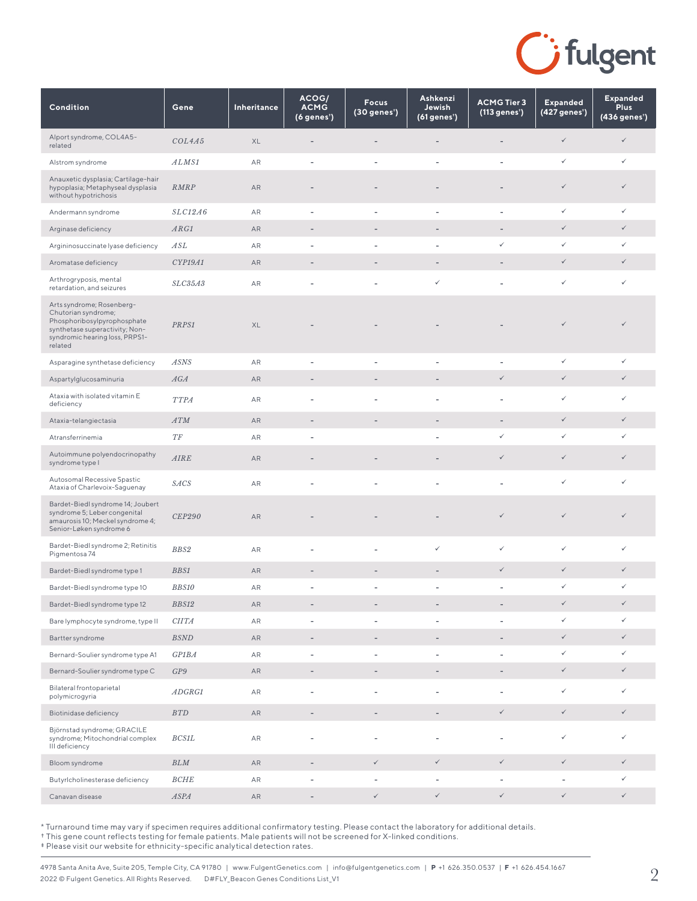| Condition | Gene | Inheritance | ACOG/ ACMG (6 genes[†]) | Focus (30 genes[†]) | Ashkenzi Jewish (61 genes[†]) | ACMG Tier 3 (113 genes[†]) | Expanded (427 genes[†]) | Expanded Plus (436 genes[†]) |
|---|---|---|---|---|---|---|---|---|
| Alport syndrome, COL4A5-related | *COL4A5* | XL | - | - | - | - | ✓ | ✓ |
| Alstrom syndrome | *ALMS1* | AR | - | - | - | - | ✓ | ✓ |
| Anauxetic dysplasia; Cartilage-hair hypoplasia; Metaphyseal dysplasia without hypotrichosis | *RMRP* | AR | - | - | - | - | ✓ | ✓ |
| Andermann syndrome | *SLC12A6* | AR | - | - | - | - | ✓ | ✓ |
| Arginase deficiency | *ARG1* | AR | - | - | - | - | ✓ | ✓ |
| Argininosuccinate lyase deficiency | *ASL* | AR | - | - | - | ✓ | ✓ | ✓ |
| Aromatase deficiency | *CYP19A1* | AR | - | - | - | - | ✓ | ✓ |
| Arthrogryposis, mental retardation, and seizures | *SLC35A3* | AR | - | - | ✓ | - | ✓ | ✓ |
| Arts syndrome; Rosenberg-Chutorian syndrome; Phosphoribosylpyrophosphate synthetase superactivity; Non-syndromic hearing loss, PRPS1-related | *PRPS1* | XL | - | - | - | - | ✓ | ✓ |
| Asparagine synthetase deficiency | *ASNS* | AR | - | - | - | - | ✓ | ✓ |
| Aspartylglucosaminuria | *AGA* | AR | - | - | - | ✓ | ✓ | ✓ |
| Ataxia with isolated vitamin E deficiency | *TTPA* | AR | - | - | - | - | ✓ | ✓ |
| Ataxia-telangiectasia | *ATM* | AR | - | - | - | - | ✓ | ✓ |
| Atransferrinemia | *TF* | AR | - | | - | ✓ | ✓ | ✓ |
| Autoimmune polyendocrinopathy syndrome type I | *AIRE* | AR | - | - | - | ✓ | ✓ | ✓ |
| Autosomal Recessive Spastic Ataxia of Charlevoix-Saguenay | *SACS* | AR | - | - | - | - | ✓ | ✓ |
| Bardet-Biedl syndrome 14; Joubert syndrome 5; Leber congenital amaurosis 10; Meckel syndrome 4; Senior-Løken syndrome 6 | *CEP290* | AR | - | - | - | ✓ | ✓ | ✓ |
| Bardet-Biedl syndrome 2; Retinitis Pigmentosa 74 | *BBS2* | AR | - | - | ✓ | ✓ | ✓ | ✓ |
| Bardet-Biedl syndrome type 1 | *BBS1* | AR | - | - | - | ✓ | ✓ | ✓ |
| Bardet-Biedl syndrome type 10 | *BBS10* | AR | - | - | - | - | ✓ | ✓ |
| Bardet-Biedl syndrome type 12 | *BBS12* | AR | - | - | - | - | ✓ | ✓ |
| Bare lymphocyte syndrome, type II | *CIITA* | AR | - | - | - | - | ✓ | ✓ |
| Bartter syndrome | *BSND* | AR | - | - | - | - | ✓ | ✓ |
| Bernard-Soulier syndrome type A1 | *GP1BA* | AR | - | - | - | - | ✓ | ✓ |
| Bernard-Soulier syndrome type C | *GP9* | AR | - | - | - | - | ✓ | ✓ |
| Bilateral frontoparietal polymicrogyria | *ADGRG1* | AR | - | - | - | - | ✓ | ✓ |
| Biotinidase deficiency | *BTD* | AR | - | - | - | ✓ | ✓ | ✓ |
| Björnstad syndrome; GRACILE syndrome; Mitochondrial complex III deficiency | *BCS1L* | AR | - | - | - | - | ✓ | ✓ |
| Bloom syndrome | *BLM* | AR | - | ✓ | ✓ | ✓ | ✓ | ✓ |
| Butyrlcholinesterase deficiency | *BCHE* | AR | - | - | - | - | - | ✓ |
| Canavan disease | *ASPA* | AR | - | ✓ | ✓ | ✓ | ✓ | ✓ |

* Turnaround time may vary if specimen requires additional confirmatory testing. Please contact the laboratory for additional details.
† This gene count reflects testing for female patients. Male patients will not be screened for X-linked conditions.
‡ Please visit our website for ethnicity-specific analytical detection rates.

4978 Santa Anita Ave, Suite 205, Temple City, CA 91780 | www.FulgentGenetics.com | info@fulgentgenetics.com | **P** +1 626.350.0537 | **F** +1 626.454.1667
2022 © Fulgent Genetics. All Rights Reserved. D#FLY_Beacon Genes Conditions List_V1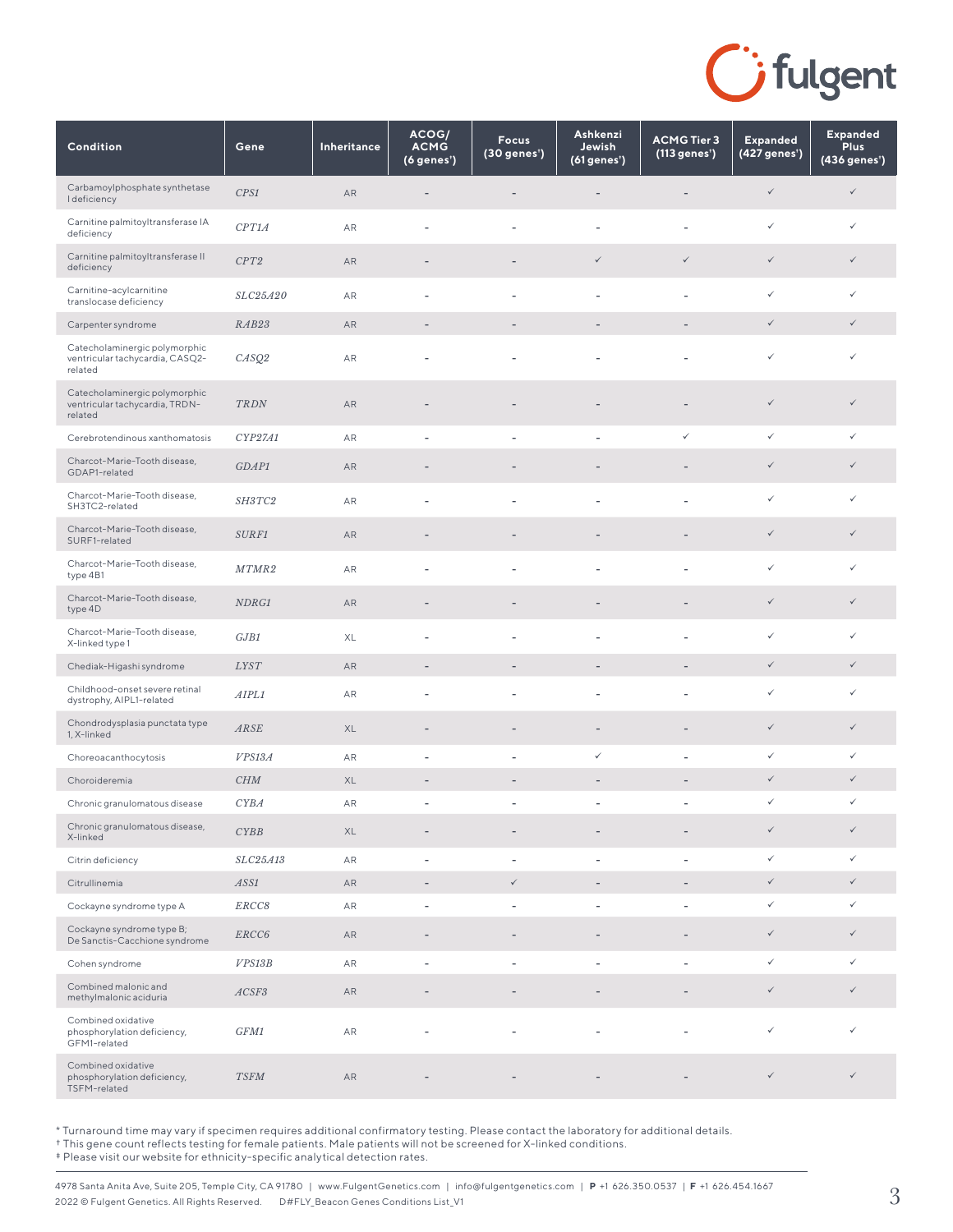| Condition | Gene | Inheritance | ACOG/ ACMG (6 genes†) | Focus (30 genes†) | Ashkenzi Jewish (61 genes†) | ACMG Tier 3 (113 genes†) | Expanded (427 genes†) | Expanded Plus (436 genes†) |
|---|---|---|---|---|---|---|---|---|
| Carbamoylphosphate synthetase I deficiency | *CPS1* | AR | - | - | - | - | ✓ | ✓ |
| Carnitine palmitoyltransferase IA deficiency | *CPT1A* | AR | - | - | - | - | ✓ | ✓ |
| Carnitine palmitoyltransferase II deficiency | *CPT2* | AR | - | - | ✓ | ✓ | ✓ | ✓ |
| Carnitine-acylcarnitine translocase deficiency | *SLC25A20* | AR | - | - | - | - | ✓ | ✓ |
| Carpenter syndrome | *RAB23* | AR | - | - | - | - | ✓ | ✓ |
| Catecholaminergic polymorphic ventricular tachycardia, CASQ2-related | *CASQ2* | AR | - | - | - | - | ✓ | ✓ |
| Catecholaminergic polymorphic ventricular tachycardia, TRDN-related | *TRDN* | AR | - | - | - | - | ✓ | ✓ |
| Cerebrotendinous xanthomatosis | *CYP27A1* | AR | - | - | - | ✓ | ✓ | ✓ |
| Charcot-Marie-Tooth disease, GDAP1-related | *GDAP1* | AR | - | - | - | - | ✓ | ✓ |
| Charcot-Marie-Tooth disease, SH3TC2-related | *SH3TC2* | AR | - | - | - | - | ✓ | ✓ |
| Charcot-Marie-Tooth disease, SURF1-related | *SURF1* | AR | - | - | - | - | ✓ | ✓ |
| Charcot-Marie-Tooth disease, type 4B1 | *MTMR2* | AR | - | - | - | - | ✓ | ✓ |
| Charcot-Marie-Tooth disease, type 4D | *NDRG1* | AR | - | - | - | - | ✓ | ✓ |
| Charcot-Marie-Tooth disease, X-linked type 1 | *GJB1* | XL | - | - | - | - | ✓ | ✓ |
| Chediak-Higashi syndrome | *LYST* | AR | - | - | - | - | ✓ | ✓ |
| Childhood-onset severe retinal dystrophy, AIPL1-related | *AIPL1* | AR | - | - | - | - | ✓ | ✓ |
| Chondrodysplasia punctata type 1, X-linked | *ARSE* | XL | - | - | - | - | ✓ | ✓ |
| Choreoacanthocytosis | *VPS13A* | AR | - | - | ✓ | - | ✓ | ✓ |
| Choroideremia | *CHM* | XL | - | - | - | - | ✓ | ✓ |
| Chronic granulomatous disease | *CYBA* | AR | - | - | - | - | ✓ | ✓ |
| Chronic granulomatous disease, X-linked | *CYBB* | XL | - | - | - | - | ✓ | ✓ |
| Citrin deficiency | *SLC25A13* | AR | - | - | - | - | ✓ | ✓ |
| Citrullinemia | *ASS1* | AR | - | ✓ | - | - | ✓ | ✓ |
| Cockayne syndrome type A | *ERCC8* | AR | - | - | - | - | ✓ | ✓ |
| Cockayne syndrome type B; De Sanctis-Cacchione syndrome | *ERCC6* | AR | - | - | - | - | ✓ | ✓ |
| Cohen syndrome | *VPS13B* | AR | - | - | - | - | ✓ | ✓ |
| Combined malonic and methylmalonic aciduria | *ACSF3* | AR | - | - | - | - | ✓ | ✓ |
| Combined oxidative phosphorylation deficiency, GFM1-related | *GFM1* | AR | - | - | - | - | ✓ | ✓ |
| Combined oxidative phosphorylation deficiency, TSFM-related | *TSFM* | AR | - | - | - | - | ✓ | ✓ |

* Turnaround time may vary if specimen requires additional confirmatory testing. Please contact the laboratory for additional details.
† This gene count reflects testing for female patients. Male patients will not be screened for X-linked conditions.
‡ Please visit our website for ethnicity-specific analytical detection rates.

4978 Santa Anita Ave, Suite 205, Temple City, CA 91780 | www.FulgentGenetics.com | info@fulgentgenetics.com | **P** +1 626.350.0537 | **F** +1 626.454.1667
2022 © Fulgent Genetics. All Rights Reserved. D#FLY_Beacon Genes Conditions List_V1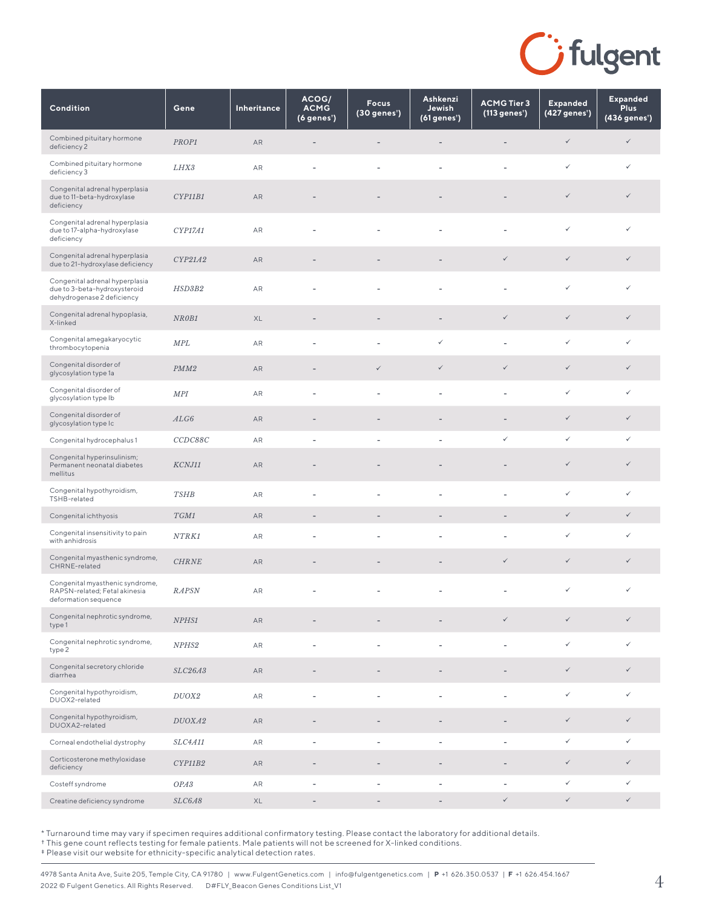| Condition | Gene | Inheritance | ACOG/ ACMG (6 genes†) | Focus (30 genes†) | Ashkenzi Jewish (61 genes†) | ACMG Tier 3 (113 genes†) | Expanded (427 genes†) | Expanded Plus (436 genes†) |
|---|---|---|---|---|---|---|---|---|
| Combined pituitary hormone deficiency 2 | *PROP1* | AR | - | - | - | - | ✓ | ✓ |
| Combined pituitary hormone deficiency 3 | *LHX3* | AR | - | - | - | - | ✓ | ✓ |
| Congenital adrenal hyperplasia due to 11-beta-hydroxylase deficiency | *CYP11B1* | AR | - | - | - | - | ✓ | ✓ |
| Congenital adrenal hyperplasia due to 17-alpha-hydroxylase deficiency | *CYP17A1* | AR | - | - | - | - | ✓ | ✓ |
| Congenital adrenal hyperplasia due to 21-hydroxylase deficiency | *CYP21A2* | AR | - | - | - | ✓ | ✓ | ✓ |
| Congenital adrenal hyperplasia due to 3-beta-hydroxysteroid dehydrogenase 2 deficiency | *HSD3B2* | AR | - | - | - | - | ✓ | ✓ |
| Congenital adrenal hypoplasia, X-linked | *NR0B1* | XL | - | - | - | ✓ | ✓ | ✓ |
| Congenital amegakaryocytic thrombocytopenia | *MPL* | AR | - | - | ✓ | - | ✓ | ✓ |
| Congenital disorder of glycosylation type 1a | *PMM2* | AR | - | ✓ | ✓ | ✓ | ✓ | ✓ |
| Congenital disorder of glycosylation type Ib | *MPI* | AR | - | - | - | - | ✓ | ✓ |
| Congenital disorder of glycosylation type Ic | *ALG6* | AR | - | - | - | - | ✓ | ✓ |
| Congenital hydrocephalus 1 | *CCDC88C* | AR | - | - | - | ✓ | ✓ | ✓ |
| Congenital hyperinsulinism; Permanent neonatal diabetes mellitus | *KCNJ11* | AR | - | - | - | - | ✓ | ✓ |
| Congenital hypothyroidism, TSHB-related | *TSHB* | AR | - | - | - | - | ✓ | ✓ |
| Congenital ichthyosis | *TGM1* | AR | - | - | - | - | ✓ | ✓ |
| Congenital insensitivity to pain with anhidrosis | *NTRK1* | AR | - | - | - | - | ✓ | ✓ |
| Congenital myasthenic syndrome, CHRNE-related | *CHRNE* | AR | - | - | - | ✓ | ✓ | ✓ |
| Congenital myasthenic syndrome, RAPSN-related; Fetal akinesia deformation sequence | *RAPSN* | AR | - | - | - | - | ✓ | ✓ |
| Congenital nephrotic syndrome, type 1 | *NPHS1* | AR | - | - | - | ✓ | ✓ | ✓ |
| Congenital nephrotic syndrome, type 2 | *NPHS2* | AR | - | - | - | - | ✓ | ✓ |
| Congenital secretory chloride diarrhea | *SLC26A3* | AR | - | - | - | - | ✓ | ✓ |
| Congenital hypothyroidism, DUOX2-related | *DUOX2* | AR | - | - | - | - | ✓ | ✓ |
| Congenital hypothyroidism, DUOXA2-related | *DUOXA2* | AR | - | - | - | - | ✓ | ✓ |
| Corneal endothelial dystrophy | *SLC4A11* | AR | - | - | - | - | ✓ | ✓ |
| Corticosterone methyloxidase deficiency | *CYP11B2* | AR | - | - | - | - | ✓ | ✓ |
| Costeff syndrome | *OPA3* | AR | - | - | - | - | ✓ | ✓ |
| Creatine deficiency syndrome | *SLC6A8* | XL | - | - | - | ✓ | ✓ | ✓ |

* Turnaround time may vary if specimen requires additional confirmatory testing. Please contact the laboratory for additional details.
† This gene count reflects testing for female patients. Male patients will not be screened for X-linked conditions.
‡ Please visit our website for ethnicity-specific analytical detection rates.

4978 Santa Anita Ave, Suite 205, Temple City, CA 91780 | www.FulgentGenetics.com | info@fulgentgenetics.com | **P** +1 626.350.0537 | **F** +1 626.454.1667
2022 © Fulgent Genetics. All Rights Reserved. D#FLY_Beacon Genes Conditions List_V1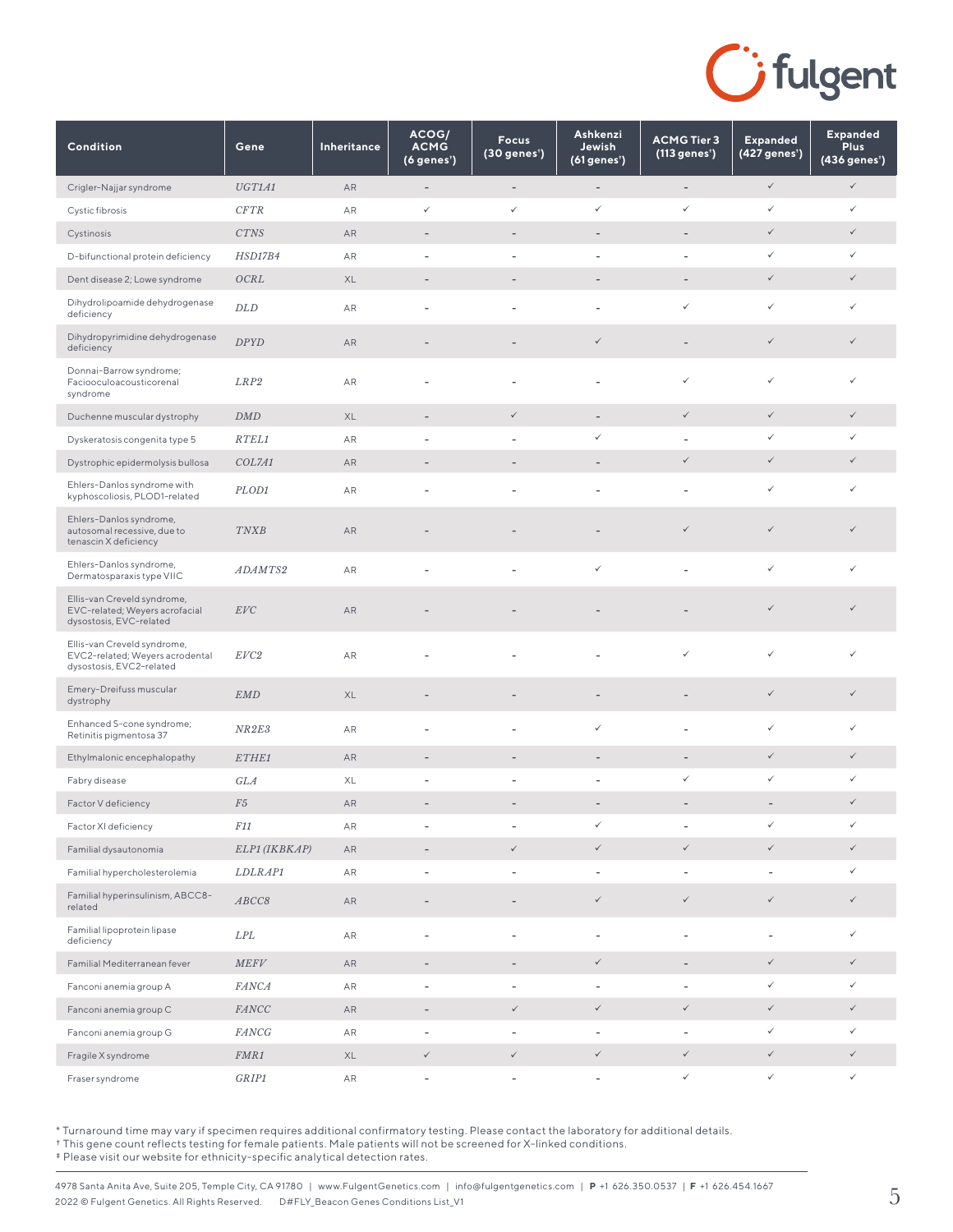| Condition | Gene | Inheritance | ACOG/ ACMG (6 genes†) | Focus (30 genes†) | Ashkenzi Jewish (61 genes†) | ACMG Tier 3 (113 genes†) | Expanded (427 genes†) | Expanded Plus (436 genes†) |
|---|---|---|---|---|---|---|---|---|
| Crigler-Najjar syndrome | *UGT1A1* | AR | – | – | – | – | ✓ | ✓ |
| Cystic fibrosis | *CFTR* | AR | ✓ | ✓ | ✓ | ✓ | ✓ | ✓ |
| Cystinosis | *CTNS* | AR | – | – | – | – | ✓ | ✓ |
| D-bifunctional protein deficiency | *HSD17B4* | AR | – | – | – | – | ✓ | ✓ |
| Dent disease 2; Lowe syndrome | *OCRL* | XL | – | – | – | – | ✓ | ✓ |
| Dihydrolipoamide dehydrogenase deficiency | *DLD* | AR | – | – | – | ✓ | ✓ | ✓ |
| Dihydropyrimidine dehydrogenase deficiency | *DPYD* | AR | – | – | ✓ | – | ✓ | ✓ |
| Donnai-Barrow syndrome; Faciooculoacousticorenal syndrome | *LRP2* | AR | – | – | – | ✓ | ✓ | ✓ |
| Duchenne muscular dystrophy | *DMD* | XL | – | ✓ | – | ✓ | ✓ | ✓ |
| Dyskeratosis congenita type 5 | *RTEL1* | AR | – | – | ✓ | – | ✓ | ✓ |
| Dystrophic epidermolysis bullosa | *COL7A1* | AR | – | – | – | ✓ | ✓ | ✓ |
| Ehlers-Danlos syndrome with kyphoscoliosis, PLOD1-related | *PLOD1* | AR | – | – | – | – | ✓ | ✓ |
| Ehlers-Danlos syndrome, autosomal recessive, due to tenascin X deficiency | *TNXB* | AR | – | – | – | ✓ | ✓ | ✓ |
| Ehlers-Danlos syndrome, Dermatosparaxis type VIIC | *ADAMTS2* | AR | – | – | ✓ | – | ✓ | ✓ |
| Ellis-van Creveld syndrome, EVC-related; Weyers acrofacial dysostosis, EVC-related | *EVC* | AR | – | – | – | – | ✓ | ✓ |
| Ellis-van Creveld syndrome, EVC2-related; Weyers acrodental dysostosis, EVC2-related | *EVC2* | AR | – | – | – | ✓ | ✓ | ✓ |
| Emery-Dreifuss muscular dystrophy | *EMD* | XL | – | – | – | – | ✓ | ✓ |
| Enhanced S-cone syndrome; Retinitis pigmentosa 37 | *NR2E3* | AR | – | – | ✓ | – | ✓ | ✓ |
| Ethylmalonic encephalopathy | *ETHE1* | AR | – | – | – | – | ✓ | ✓ |
| Fabry disease | *GLA* | XL | – | – | – | ✓ | ✓ | ✓ |
| Factor V deficiency | *F5* | AR | – | – | – | – | – | ✓ |
| Factor XI deficiency | *F11* | AR | – | – | ✓ | – | ✓ | ✓ |
| Familial dysautonomia | *ELP1 (IKBKAP)* | AR | – | ✓ | ✓ | ✓ | ✓ | ✓ |
| Familial hypercholesterolemia | *LDLRAP1* | AR | – | – | – | – | – | ✓ |
| Familial hyperinsulinism, ABCC8-related | *ABCC8* | AR | – | – | ✓ | ✓ | ✓ | ✓ |
| Familial lipoprotein lipase deficiency | *LPL* | AR | – | – | – | – | – | ✓ |
| Familial Mediterranean fever | *MEFV* | AR | – | – | ✓ | – | ✓ | ✓ |
| Fanconi anemia group A | *FANCA* | AR | – | – | – | – | ✓ | ✓ |
| Fanconi anemia group C | *FANCC* | AR | – | ✓ | ✓ | ✓ | ✓ | ✓ |
| Fanconi anemia group G | *FANCG* | AR | – | – | – | – | ✓ | ✓ |
| Fragile X syndrome | *FMR1* | XL | ✓ | ✓ | ✓ | ✓ | ✓ | ✓ |
| Fraser syndrome | *GRIP1* | AR | – | – | – | ✓ | ✓ | ✓ |

* Turnaround time may vary if specimen requires additional confirmatory testing. Please contact the laboratory for additional details.
† This gene count reflects testing for female patients. Male patients will not be screened for X-linked conditions.
‡ Please visit our website for ethnicity-specific analytical detection rates.

4978 Santa Anita Ave, Suite 205, Temple City, CA 91780 | www.FulgentGenetics.com | info@fulgentgenetics.com | **P** +1 626.350.0537 | **F** +1 626.454.1667
2022 © Fulgent Genetics. All Rights Reserved. D#FLY_Beacon Genes Conditions List_V1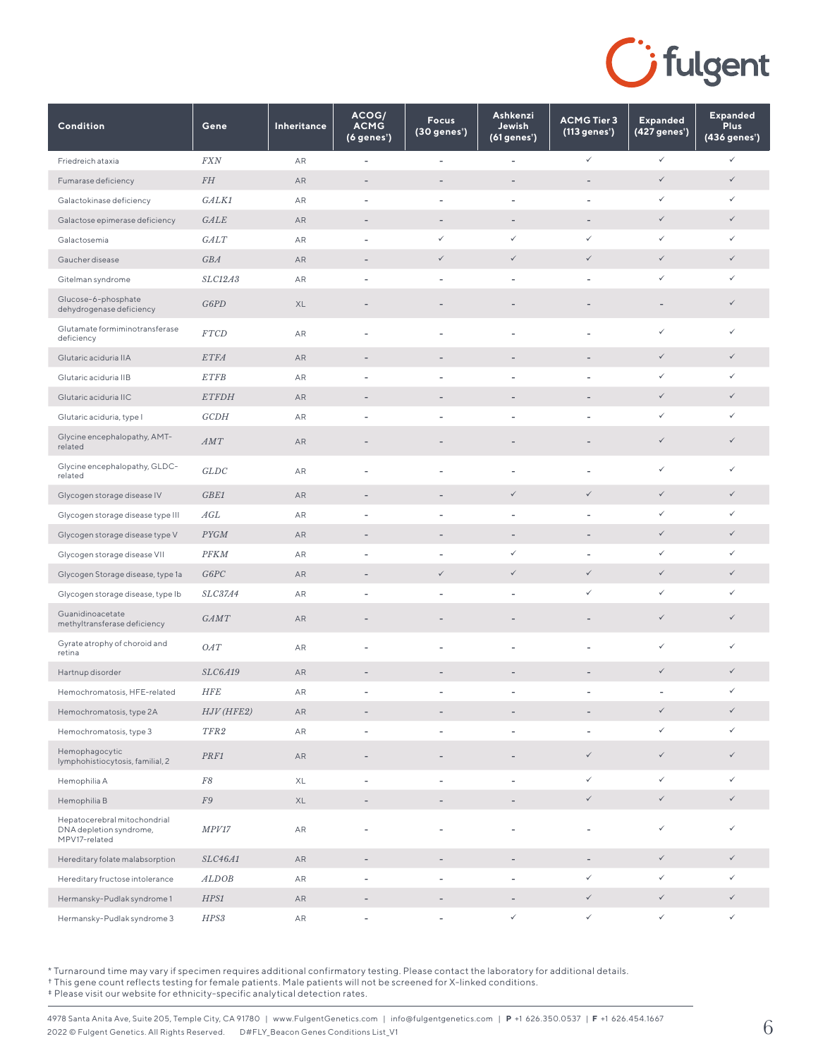| Condition | Gene | Inheritance | ACOG/ ACMG (6 genes*) | Focus (30 genes*) | Ashkenzi Jewish (61 genes*) | ACMG Tier 3 (113 genes*) | Expanded (427 genes*) | Expanded Plus (436 genes*) |
|---|---|---|---|---|---|---|---|---|
| Friedreich ataxia | *FXN* | AR | – | – | – | ✓ | ✓ | ✓ |
| Fumarase deficiency | *FH* | AR | – | – | – | – | ✓ | ✓ |
| Galactokinase deficiency | *GALK1* | AR | – | – | – | – | ✓ | ✓ |
| Galactose epimerase deficiency | *GALE* | AR | – | – | – | – | ✓ | ✓ |
| Galactosemia | *GALT* | AR | – | ✓ | ✓ | ✓ | ✓ | ✓ |
| Gaucher disease | *GBA* | AR | – | ✓ | ✓ | ✓ | ✓ | ✓ |
| Gitelman syndrome | *SLC12A3* | AR | – | – | – | – | ✓ | ✓ |
| Glucose-6-phosphate dehydrogenase deficiency | *G6PD* | XL | – | – | – | – | – | ✓ |
| Glutamate formiminotransferase deficiency | *FTCD* | AR | – | – | – | – | ✓ | ✓ |
| Glutaric aciduria IIA | *ETFA* | AR | – | – | – | – | ✓ | ✓ |
| Glutaric aciduria IIB | *ETFB* | AR | – | – | – | – | ✓ | ✓ |
| Glutaric aciduria IIC | *ETFDH* | AR | – | – | – | – | ✓ | ✓ |
| Glutaric aciduria, type I | *GCDH* | AR | – | – | – | – | ✓ | ✓ |
| Glycine encephalopathy, AMT-related | *AMT* | AR | – | – | – | – | ✓ | ✓ |
| Glycine encephalopathy, GLDC-related | *GLDC* | AR | – | – | – | – | ✓ | ✓ |
| Glycogen storage disease IV | *GBE1* | AR | – | – | ✓ | ✓ | ✓ | ✓ |
| Glycogen storage disease type III | *AGL* | AR | – | – | – | – | ✓ | ✓ |
| Glycogen storage disease type V | *PYGM* | AR | – | – | – | – | ✓ | ✓ |
| Glycogen storage disease VII | *PFKM* | AR | – | – | ✓ | – | ✓ | ✓ |
| Glycogen Storage disease, type 1a | *G6PC* | AR | – | ✓ | ✓ | ✓ | ✓ | ✓ |
| Glycogen storage disease, type Ib | *SLC37A4* | AR | – | – | – | ✓ | ✓ | ✓ |
| Guanidinoacetate methyltransferase deficiency | *GAMT* | AR | – | – | – | – | ✓ | ✓ |
| Gyrate atrophy of choroid and retina | *OAT* | AR | – | – | – | – | ✓ | ✓ |
| Hartnup disorder | *SLC6A19* | AR | – | – | – | – | ✓ | ✓ |
| Hemochromatosis, HFE-related | *HFE* | AR | – | – | – | – | – | ✓ |
| Hemochromatosis, type 2A | *HJV (HFE2)* | AR | – | – | – | – | ✓ | ✓ |
| Hemochromatosis, type 3 | *TFR2* | AR | – | – | – | – | ✓ | ✓ |
| Hemophagocytic lymphohistiocytosis, familial, 2 | *PRF1* | AR | – | – | – | ✓ | ✓ | ✓ |
| Hemophilia A | *F8* | XL | – | – | – | ✓ | ✓ | ✓ |
| Hemophilia B | *F9* | XL | – | – | – | ✓ | ✓ | ✓ |
| Hepatocerebral mitochondrial DNA depletion syndrome, MPV17-related | *MPV17* | AR | – | – | – | – | ✓ | ✓ |
| Hereditary folate malabsorption | *SLC46A1* | AR | – | – | – | – | ✓ | ✓ |
| Hereditary fructose intolerance | *ALDOB* | AR | – | – | – | ✓ | ✓ | ✓ |
| Hermansky-Pudlak syndrome 1 | *HPS1* | AR | – | – | – | ✓ | ✓ | ✓ |
| Hermansky-Pudlak syndrome 3 | *HPS3* | AR | – | – | ✓ | ✓ | ✓ | ✓ |

* Turnaround time may vary if specimen requires additional confirmatory testing. Please contact the laboratory for additional details.
† This gene count reflects testing for female patients. Male patients will not be screened for X-linked conditions.
‡ Please visit our website for ethnicity-specific analytical detection rates.

4978 Santa Anita Ave, Suite 205, Temple City, CA 91780 | www.FulgentGenetics.com | info@fulgentgenetics.com | **P** +1 626.350.0537 | **F** +1 626.454.1667
2022 © Fulgent Genetics. All Rights Reserved. D#FLY_Beacon Genes Conditions List_V1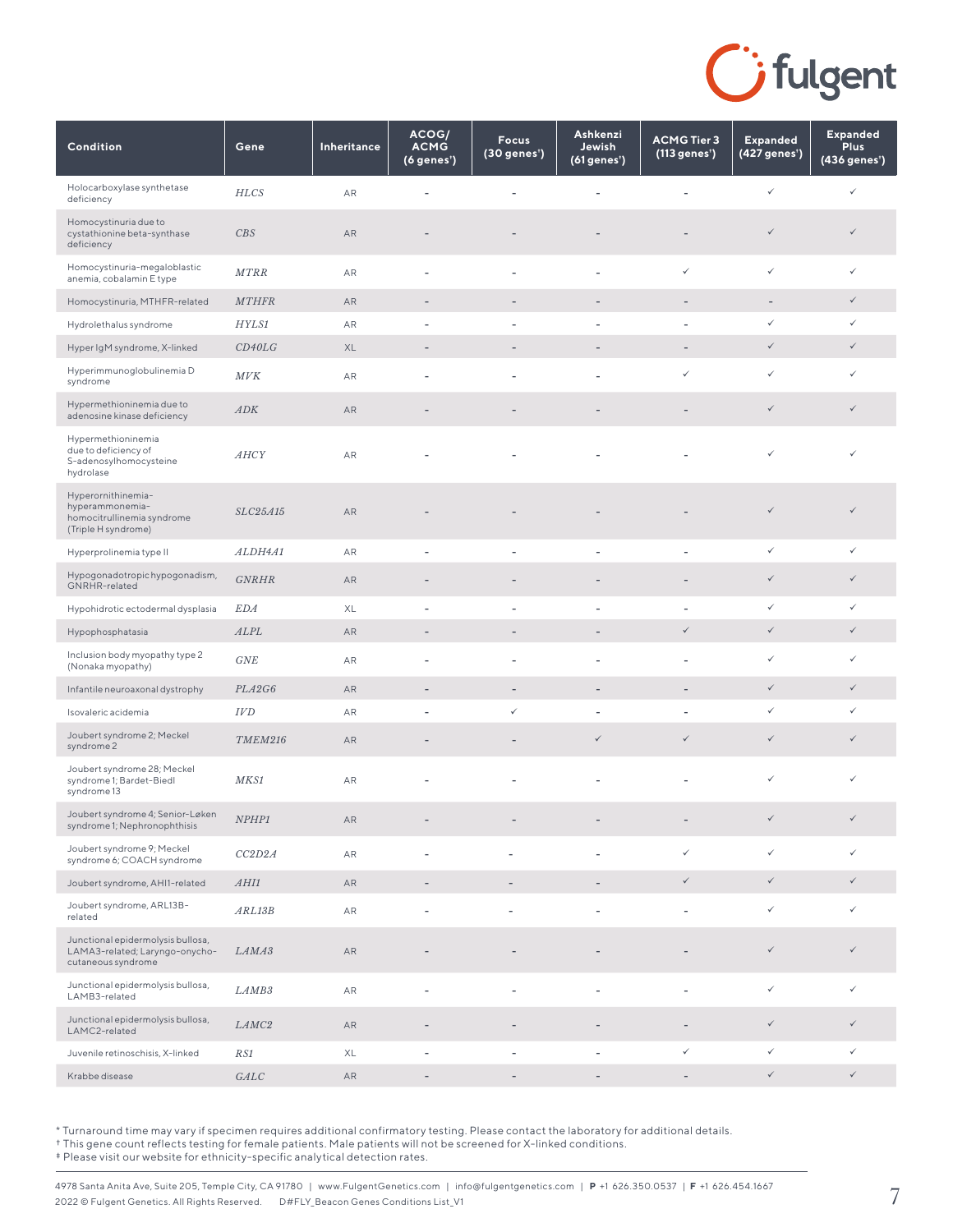| Condition | Gene | Inheritance | ACOG/ ACMG (6 genes†) | Focus (30 genes†) | Ashkenzi Jewish (61 genes†) | ACMG Tier 3 (113 genes†) | Expanded (427 genes†) | Expanded Plus (436 genes†) |
|---|---|---|---|---|---|---|---|---|
| Holocarboxylase synthetase deficiency | *HLCS* | AR | - | - | - | - | ✓ | ✓ |
| Homocystinuria due to cystathionine beta-synthase deficiency | *CBS* | AR | - | - | - | - | ✓ | ✓ |
| Homocystinuria-megaloblastic anemia, cobalamin E type | *MTRR* | AR | - | - | - | ✓ | ✓ | ✓ |
| Homocystinuria, MTHFR-related | *MTHFR* | AR | - | - | - | - | - | ✓ |
| Hydrolethalus syndrome | *HYLS1* | AR | - | - | - | - | ✓ | ✓ |
| Hyper IgM syndrome, X-linked | *CD40LG* | XL | - | - | - | - | ✓ | ✓ |
| Hyperimmunoglobulinemia D syndrome | *MVK* | AR | - | - | - | ✓ | ✓ | ✓ |
| Hypermethioninemia due to adenosine kinase deficiency | *ADK* | AR | - | - | - | - | ✓ | ✓ |
| Hypermethioninemia due to deficiency of S-adenosylhomocysteine hydrolase | *AHCY* | AR | - | - | - | - | ✓ | ✓ |
| Hyperornithinemia-hyperammonemia-homocitrullinemia syndrome (Triple H syndrome) | *SLC25A15* | AR | - | - | - | - | ✓ | ✓ |
| Hyperprolinemia type II | *ALDH4A1* | AR | - | - | - | - | ✓ | ✓ |
| Hypogonadotropic hypogonadism, GNRHR-related | *GNRHR* | AR | - | - | - | - | ✓ | ✓ |
| Hypohidrotic ectodermal dysplasia | *EDA* | XL | - | - | - | - | ✓ | ✓ |
| Hypophosphatasia | *ALPL* | AR | - | - | - | ✓ | ✓ | ✓ |
| Inclusion body myopathy type 2 (Nonaka myopathy) | *GNE* | AR | - | - | - | - | ✓ | ✓ |
| Infantile neuroaxonal dystrophy | *PLA2G6* | AR | - | - | - | - | ✓ | ✓ |
| Isovaleric acidemia | *IVD* | AR | - | ✓ | - | - | ✓ | ✓ |
| Joubert syndrome 2; Meckel syndrome 2 | *TMEM216* | AR | - | - | ✓ | ✓ | ✓ | ✓ |
| Joubert syndrome 28; Meckel syndrome 1; Bardet-Biedl syndrome 13 | *MKS1* | AR | - | - | - | - | ✓ | ✓ |
| Joubert syndrome 4; Senior-Løken syndrome 1; Nephronophthisis | *NPHP1* | AR | - | - | - | - | ✓ | ✓ |
| Joubert syndrome 9; Meckel syndrome 6; COACH syndrome | *CC2D2A* | AR | - | - | - | ✓ | ✓ | ✓ |
| Joubert syndrome, AHI1-related | *AHI1* | AR | - | - | - | ✓ | ✓ | ✓ |
| Joubert syndrome, ARL13B-related | *ARL13B* | AR | - | - | - | - | ✓ | ✓ |
| Junctional epidermolysis bullosa, LAMA3-related; Laryngo-onycho-cutaneous syndrome | *LAMA3* | AR | - | - | - | - | ✓ | ✓ |
| Junctional epidermolysis bullosa, LAMB3-related | *LAMB3* | AR | - | - | - | - | ✓ | ✓ |
| Junctional epidermolysis bullosa, LAMC2-related | *LAMC2* | AR | - | - | - | - | ✓ | ✓ |
| Juvenile retinoschisis, X-linked | *RS1* | XL | - | - | - | ✓ | ✓ | ✓ |
| Krabbe disease | *GALC* | AR | - | - | - | - | ✓ | ✓ |

* Turnaround time may vary if specimen requires additional confirmatory testing. Please contact the laboratory for additional details.
† This gene count reflects testing for female patients. Male patients will not be screened for X-linked conditions.
‡ Please visit our website for ethnicity-specific analytical detection rates.

4978 Santa Anita Ave, Suite 205, Temple City, CA 91780 | www.FulgentGenetics.com | info@fulgentgenetics.com | **P** +1 626.350.0537 | **F** +1 626.454.1667
2022 © Fulgent Genetics. All Rights Reserved. D#FLY_Beacon Genes Conditions List_V1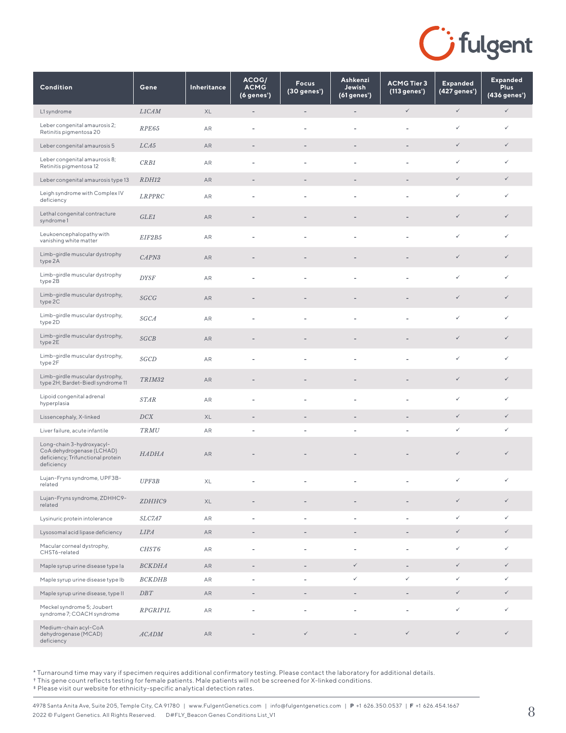| Condition | Gene | Inheritance | ACOG/ ACMG (6 genes†) | Focus (30 genes†) | Ashkenzi Jewish (61 genes†) | ACMG Tier 3 (113 genes†) | Expanded (427 genes†) | Expanded Plus (436 genes†) |
|---|---|---|---|---|---|---|---|---|
| L1 syndrome | *L1CAM* | XL | – | – | – | ✓ | ✓ | ✓ |
| Leber congenital amaurosis 2; Retinitis pigmentosa 20 | *RPE65* | AR | – | – | – | – | ✓ | ✓ |
| Leber congenital amaurosis 5 | *LCA5* | AR | – | – | – | – | ✓ | ✓ |
| Leber congenital amaurosis 8; Retinitis pigmentosa 12 | *CRB1* | AR | – | – | – | – | ✓ | ✓ |
| Leber congenital amaurosis type 13 | *RDH12* | AR | – | – | – | – | ✓ | ✓ |
| Leigh syndrome with Complex IV deficiency | *LRPPRC* | AR | – | – | – | – | ✓ | ✓ |
| Lethal congenital contracture syndrome 1 | *GLE1* | AR | – | – | – | – | ✓ | ✓ |
| Leukoencephalopathy with vanishing white matter | *EIF2B5* | AR | – | – | – | – | ✓ | ✓ |
| Limb-girdle muscular dystrophy type 2A | *CAPN3* | AR | – | – | – | – | ✓ | ✓ |
| Limb-girdle muscular dystrophy type 2B | *DYSF* | AR | – | – | – | – | ✓ | ✓ |
| Limb-girdle muscular dystrophy, type 2C | *SGCG* | AR | – | – | – | – | ✓ | ✓ |
| Limb-girdle muscular dystrophy, type 2D | *SGCA* | AR | – | – | – | – | ✓ | ✓ |
| Limb-girdle muscular dystrophy, type 2E | *SGCB* | AR | – | – | – | – | ✓ | ✓ |
| Limb-girdle muscular dystrophy, type 2F | *SGCD* | AR | – | – | – | – | ✓ | ✓ |
| Limb-girdle muscular dystrophy, type 2H; Bardet-Biedl syndrome 11 | *TRIM32* | AR | – | – | – | – | ✓ | ✓ |
| Lipoid congenital adrenal hyperplasia | *STAR* | AR | – | – | – | – | ✓ | ✓ |
| Lissencephaly, X-linked | *DCX* | XL | – | – | – | – | ✓ | ✓ |
| Liver failure, acute infantile | *TRMU* | AR | – | – | – | – | ✓ | ✓ |
| Long-chain 3-hydroxyacyl-CoA dehydrogenase (LCHAD) deficiency; Trifunctional protein deficiency | *HADHA* | AR | – | – | – | – | ✓ | ✓ |
| Lujan-Fryns syndrome, UPF3B-related | *UPF3B* | XL | – | – | – | – | ✓ | ✓ |
| Lujan-Fryns syndrome, ZDHHC9-related | *ZDHHC9* | XL | – | – | – | – | ✓ | ✓ |
| Lysinuric protein intolerance | *SLC7A7* | AR | – | – | – | – | ✓ | ✓ |
| Lysosomal acid lipase deficiency | *LIPA* | AR | – | – | – | – | ✓ | ✓ |
| Macular corneal dystrophy, CHST6-related | *CHST6* | AR | – | – | – | – | ✓ | ✓ |
| Maple syrup urine disease type Ia | *BCKDHA* | AR | – | – | ✓ | – | ✓ | ✓ |
| Maple syrup urine disease type Ib | *BCKDHB* | AR | – | – | ✓ | ✓ | ✓ | ✓ |
| Maple syrup urine disease, type II | *DBT* | AR | – | – | – | – | ✓ | ✓ |
| Meckel syndrome 5; Joubert syndrome 7; COACH syndrome | *RPGRIP1L* | AR | – | – | – | – | ✓ | ✓ |
| Medium-chain acyl-CoA dehydrogenase (MCAD) deficiency | *ACADM* | AR | – | ✓ | – | ✓ | ✓ | ✓ |

* Turnaround time may vary if specimen requires additional confirmatory testing. Please contact the laboratory for additional details.
† This gene count reflects testing for female patients. Male patients will not be screened for X-linked conditions.
‡ Please visit our website for ethnicity-specific analytical detection rates.

4978 Santa Anita Ave, Suite 205, Temple City, CA 91780 | www.FulgentGenetics.com | info@fulgentgenetics.com | P +1 626.350.0537 | F +1 626.454.1667
2022 © Fulgent Genetics. All Rights Reserved. D#FLY_Beacon Genes Conditions List_V1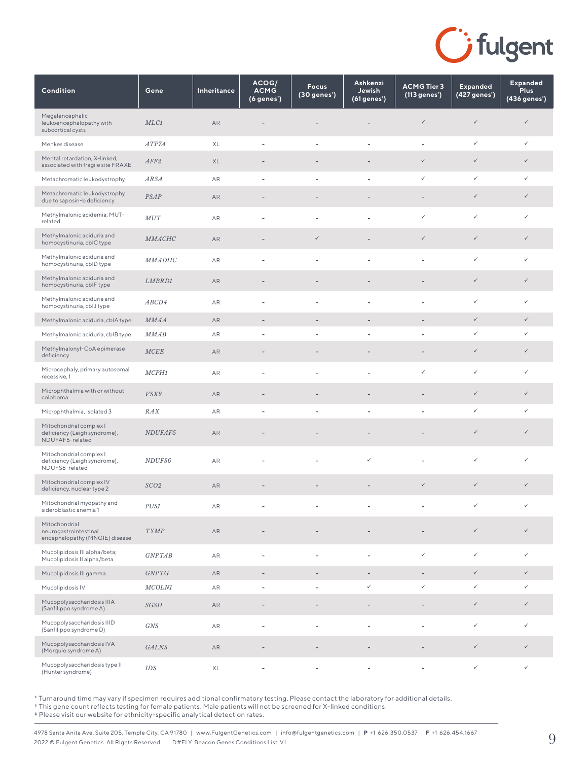| Condition | Gene | Inheritance | ACOG/ ACMG (6 genes†) | Focus (30 genes†) | Ashkenzi Jewish (61 genes†) | ACMG Tier 3 (113 genes†) | Expanded (427 genes†) | Expanded Plus (436 genes†) |
|---|---|---|---|---|---|---|---|---|
| Megalencephalic leukoencephalopathy with subcortical cysts | *MLC1* | AR | - | - | - | ✓ | ✓ | ✓ |
| Menkes disease | *ATP7A* | XL | - | - | - | - | ✓ | ✓ |
| Mental retardation, X-linked, associated with fragile site FRAXE | *AFF2* | XL | - | - | - | ✓ | ✓ | ✓ |
| Metachromatic leukodystrophy | *ARSA* | AR | - | - | - | ✓ | ✓ | ✓ |
| Metachromatic leukodystrophy due to saposin-b deficiency | *PSAP* | AR | - | - | - | - | ✓ | ✓ |
| Methylmalonic acidemia, MUT-related | *MUT* | AR | - | - | - | ✓ | ✓ | ✓ |
| Methylmalonic aciduria and homocystinuria, cblC type | *MMACHC* | AR | - | ✓ | - | ✓ | ✓ | ✓ |
| Methylmalonic aciduria and homocystinuria, cblD type | *MMADHC* | AR | - | - | - | - | ✓ | ✓ |
| Methylmalonic aciduria and homocystinuria, cblF type | *LMBRD1* | AR | - | - | - | - | ✓ | ✓ |
| Methylmalonic aciduria and homocystinuria, cblJ type | *ABCD4* | AR | - | - | - | - | ✓ | ✓ |
| Methylmalonic aciduria, cblA type | *MMAA* | AR | - | - | - | - | ✓ | ✓ |
| Methylmalonic aciduria, cblB type | *MMAB* | AR | - | - | - | - | ✓ | ✓ |
| Methylmalonyl-CoA epimerase deficiency | *MCEE* | AR | - | - | - | - | ✓ | ✓ |
| Microcephaly, primary autosomal recessive, 1 | *MCPH1* | AR | - | - | - | ✓ | ✓ | ✓ |
| Microphthalmia with or without coloboma | *VSX2* | AR | - | - | - | - | ✓ | ✓ |
| Microphthalmia, isolated 3 | *RAX* | AR | - | - | - | - | ✓ | ✓ |
| Mitochondrial complex I deficiency (Leigh syndrome), NDUFAF5-related | *NDUFAF5* | AR | - | - | - | - | ✓ | ✓ |
| Mitochondrial complex I deficiency (Leigh syndrome), NDUFS6-related | *NDUFS6* | AR | - | - | ✓ | - | ✓ | ✓ |
| Mitochondrial complex IV deficiency, nuclear type 2 | *SCO2* | AR | - | - | - | ✓ | ✓ | ✓ |
| Mitochondrial myopathy and sideroblastic anemia 1 | *PUS1* | AR | - | - | - | - | ✓ | ✓ |
| Mitochondrial neurogastrointestinal encephalopathy (MNGIE) disease | *TYMP* | AR | - | - | - | - | ✓ | ✓ |
| Mucolipidosis III alpha/beta; Mucolipidosis II alpha/beta | *GNPTAB* | AR | - | - | - | ✓ | ✓ | ✓ |
| Mucolipidosis III gamma | *GNPTG* | AR | - | - | - | - | ✓ | ✓ |
| Mucolipidosis IV | *MCOLN1* | AR | - | - | ✓ | ✓ | ✓ | ✓ |
| Mucopolysaccharidosis IIIA (Sanfilippo syndrome A) | *SGSH* | AR | - | - | - | - | ✓ | ✓ |
| Mucopolysaccharidosis IIID (Sanfilippo syndrome D) | *GNS* | AR | - | - | - | - | ✓ | ✓ |
| Mucopolysaccharidosis IVA (Morquio syndrome A) | *GALNS* | AR | - | - | - | - | ✓ | ✓ |
| Mucopolysaccharidosis type II (Hunter syndrome) | *IDS* | XL | - | - | - | - | ✓ | ✓ |

* Turnaround time may vary if specimen requires additional confirmatory testing. Please contact the laboratory for additional details.
† This gene count reflects testing for female patients. Male patients will not be screened for X-linked conditions.
‡ Please visit our website for ethnicity-specific analytical detection rates.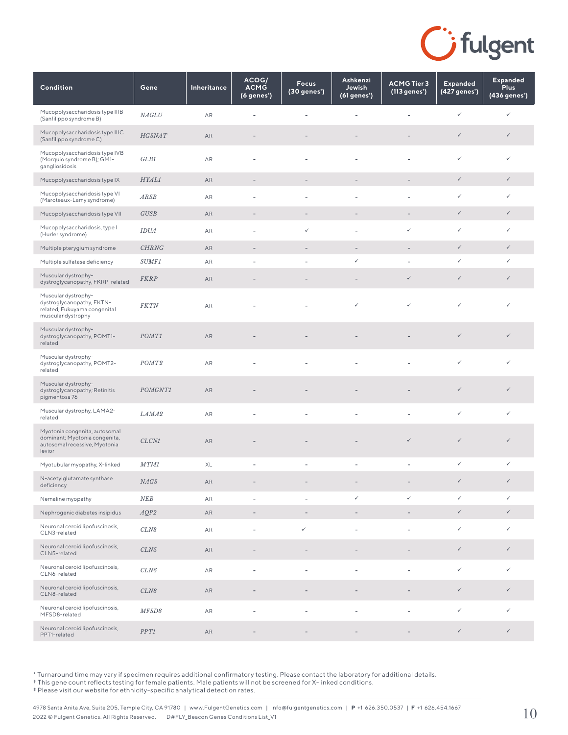| Condition | Gene | Inheritance | ACOG/ ACMG (6 genes†) | Focus (30 genes†) | Ashkenzi Jewish (61 genes†) | ACMG Tier 3 (113 genes†) | Expanded (427 genes†) | Expanded Plus (436 genes†) |
|---|---|---|---|---|---|---|---|---|
| Mucopolysaccharidosis type IIIB (Sanfilippo syndrome B) | *NAGLU* | AR | - | - | - | - | ✓ | ✓ |
| Mucopolysaccharidosis type IIIC (Sanfilippo syndrome C) | *HGSNAT* | AR | - | - | - | - | ✓ | ✓ |
| Mucopolysaccharidosis type IVB (Morquio syndrome B); GM1-gangliosidosis | *GLB1* | AR | - | - | - | - | ✓ | ✓ |
| Mucopolysaccharidosis type IX | *HYAL1* | AR | - | - | - | - | ✓ | ✓ |
| Mucopolysaccharidosis type VI (Maroteaux-Lamy syndrome) | *ARSB* | AR | - | - | - | - | ✓ | ✓ |
| Mucopolysaccharidosis type VII | *GUSB* | AR | - | - | - | - | ✓ | ✓ |
| Mucopolysaccharidosis, type I (Hurler syndrome) | *IDUA* | AR | - | ✓ | - | ✓ | ✓ | ✓ |
| Multiple pterygium syndrome | *CHRNG* | AR | - | - | - | - | ✓ | ✓ |
| Multiple sulfatase deficiency | *SUMF1* | AR | - | - | ✓ | - | ✓ | ✓ |
| Muscular dystrophy-dystroglycanopathy, FKRP-related | *FKRP* | AR | - | - | - | ✓ | ✓ | ✓ |
| Muscular dystrophy-dystroglycanopathy, FKTN-related; Fukuyama congenital muscular dystrophy | *FKTN* | AR | - | - | ✓ | ✓ | ✓ | ✓ |
| Muscular dystrophy-dystroglycanopathy, POMT1-related | *POMT1* | AR | - | - | - | - | ✓ | ✓ |
| Muscular dystrophy-dystroglycanopathy, POMT2-related | *POMT2* | AR | - | - | - | - | ✓ | ✓ |
| Muscular dystrophy-dystroglycanopathy; Retinitis pigmentosa 76 | *POMGNT1* | AR | - | - | - | - | ✓ | ✓ |
| Muscular dystrophy, LAMA2-related | *LAMA2* | AR | - | - | - | - | ✓ | ✓ |
| Myotonia congenita, autosomal dominant; Myotonia congenita, autosomal recessive, Myotonia levior | *CLCN1* | AR | - | - | - | ✓ | ✓ | ✓ |
| Myotubular myopathy, X-linked | *MTM1* | XL | - | - | - | - | ✓ | ✓ |
| N-acetylglutamate synthase deficiency | *NAGS* | AR | - | - | - | - | ✓ | ✓ |
| Nemaline myopathy | *NEB* | AR | - | - | ✓ | ✓ | ✓ | ✓ |
| Nephrogenic diabetes insipidus | *AQP2* | AR | - | - | - | - | ✓ | ✓ |
| Neuronal ceroid lipofuscinosis, CLN3-related | *CLN3* | AR | - | ✓ | - | - | ✓ | ✓ |
| Neuronal ceroid lipofuscinosis, CLN5-related | *CLN5* | AR | - | - | - | - | ✓ | ✓ |
| Neuronal ceroid lipofuscinosis, CLN6-related | *CLN6* | AR | - | - | - | - | ✓ | ✓ |
| Neuronal ceroid lipofuscinosis, CLN8-related | *CLN8* | AR | - | - | - | - | ✓ | ✓ |
| Neuronal ceroid lipofuscinosis, MFSD8-related | *MFSD8* | AR | - | - | - | - | ✓ | ✓ |
| Neuronal ceroid lipofuscinosis, PPT1-related | *PPT1* | AR | - | - | - | - | ✓ | ✓ |

* Turnaround time may vary if specimen requires additional confirmatory testing. Please contact the laboratory for additional details.
† This gene count reflects testing for female patients. Male patients will not be screened for X-linked conditions.
‡ Please visit our website for ethnicity-specific analytical detection rates.

4978 Santa Anita Ave, Suite 205, Temple City, CA 91780 | www.FulgentGenetics.com | info@fulgentgenetics.com | P +1 626.350.0537 | F +1 626.454.1667
2022 © Fulgent Genetics. All Rights Reserved. D#FLY_Beacon Genes Conditions List_V1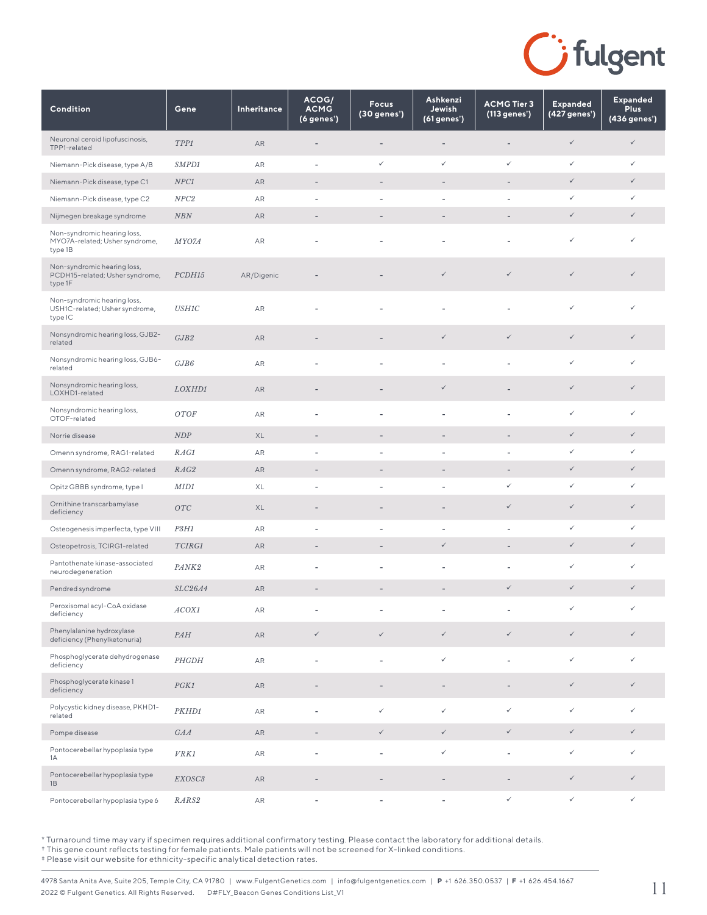| Condition | Gene | Inheritance | ACOG/ ACMG (6 genes†) | Focus (30 genes†) | Ashkenzi Jewish (61 genes†) | ACMG Tier 3 (113 genes†) | Expanded (427 genes†) | Expanded Plus (436 genes†) |
|---|---|---|---|---|---|---|---|---|
| Neuronal ceroid lipofuscinosis, TPP1-related | *TPP1* | AR | - | - | - | - | ✓ | ✓ |
| Niemann-Pick disease, type A/B | *SMPD1* | AR | - | ✓ | ✓ | ✓ | ✓ | ✓ |
| Niemann-Pick disease, type C1 | *NPC1* | AR | - | - | - | - | ✓ | ✓ |
| Niemann-Pick disease, type C2 | *NPC2* | AR | - | - | - | - | ✓ | ✓ |
| Nijmegen breakage syndrome | *NBN* | AR | - | - | - | - | ✓ | ✓ |
| Non-syndromic hearing loss, MYO7A-related; Usher syndrome, type 1B | *MYO7A* | AR | - | - | - | - | ✓ | ✓ |
| Non-syndromic hearing loss, PCDH15-related; Usher syndrome, type 1F | *PCDH15* | AR/Digenic | - | - | ✓ | ✓ | ✓ | ✓ |
| Non-syndromic hearing loss, USH1C-related; Usher syndrome, type IC | *USH1C* | AR | - | - | - | - | ✓ | ✓ |
| Nonsyndromic hearing loss, GJB2-related | *GJB2* | AR | - | - | ✓ | ✓ | ✓ | ✓ |
| Nonsyndromic hearing loss, GJB6-related | *GJB6* | AR | - | - | - | - | ✓ | ✓ |
| Nonsyndromic hearing loss, LOXHD1-related | *LOXHD1* | AR | - | - | ✓ | - | ✓ | ✓ |
| Nonsyndromic hearing loss, OTOF-related | *OTOF* | AR | - | - | - | - | ✓ | ✓ |
| Norrie disease | *NDP* | XL | - | - | - | - | ✓ | ✓ |
| Omenn syndrome, RAG1-related | *RAG1* | AR | - | - | - | - | ✓ | ✓ |
| Omenn syndrome, RAG2-related | *RAG2* | AR | - | - | - | - | ✓ | ✓ |
| Opitz GBBB syndrome, type I | *MID1* | XL | - | - | - | ✓ | ✓ | ✓ |
| Ornithine transcarbamylase deficiency | *OTC* | XL | - | - | - | ✓ | ✓ | ✓ |
| Osteogenesis imperfecta, type VIII | *P3H1* | AR | - | - | - | - | ✓ | ✓ |
| Osteopetrosis, TCIRG1-related | *TCIRG1* | AR | - | - | ✓ | - | ✓ | ✓ |
| Pantothenate kinase-associated neurodegeneration | *PANK2* | AR | - | - | - | - | ✓ | ✓ |
| Pendred syndrome | *SLC26A4* | AR | - | - | - | ✓ | ✓ | ✓ |
| Peroxisomal acyl-CoA oxidase deficiency | *ACOX1* | AR | - | - | - | - | ✓ | ✓ |
| Phenylalanine hydroxylase deficiency (Phenylketonuria) | *PAH* | AR | ✓ | ✓ | ✓ | ✓ | ✓ | ✓ |
| Phosphoglycerate dehydrogenase deficiency | *PHGDH* | AR | - | - | ✓ | - | ✓ | ✓ |
| Phosphoglycerate kinase 1 deficiency | *PGK1* | AR | - | - | - | - | ✓ | ✓ |
| Polycystic kidney disease, PKHD1-related | *PKHD1* | AR | - | ✓ | ✓ | ✓ | ✓ | ✓ |
| Pompe disease | *GAA* | AR | - | ✓ | ✓ | ✓ | ✓ | ✓ |
| Pontocerebellar hypoplasia type 1A | *VRK1* | AR | - | - | ✓ | - | ✓ | ✓ |
| Pontocerebellar hypoplasia type 1B | *EXOSC3* | AR | - | - | - | - | ✓ | ✓ |
| Pontocerebellar hypoplasia type 6 | *RARS2* | AR | - | - | - | ✓ | ✓ | ✓ |

* Turnaround time may vary if specimen requires additional confirmatory testing. Please contact the laboratory for additional details.
† This gene count reflects testing for female patients. Male patients will not be screened for X-linked conditions.
‡ Please visit our website for ethnicity-specific analytical detection rates.

4978 Santa Anita Ave, Suite 205, Temple City, CA 91780 | www.FulgentGenetics.com | info@fulgentgenetics.com | **P** +1 626.350.0537 | **F** +1 626.454.1667
2022 © Fulgent Genetics. All Rights Reserved. D#FLY_Beacon Genes Conditions List_V1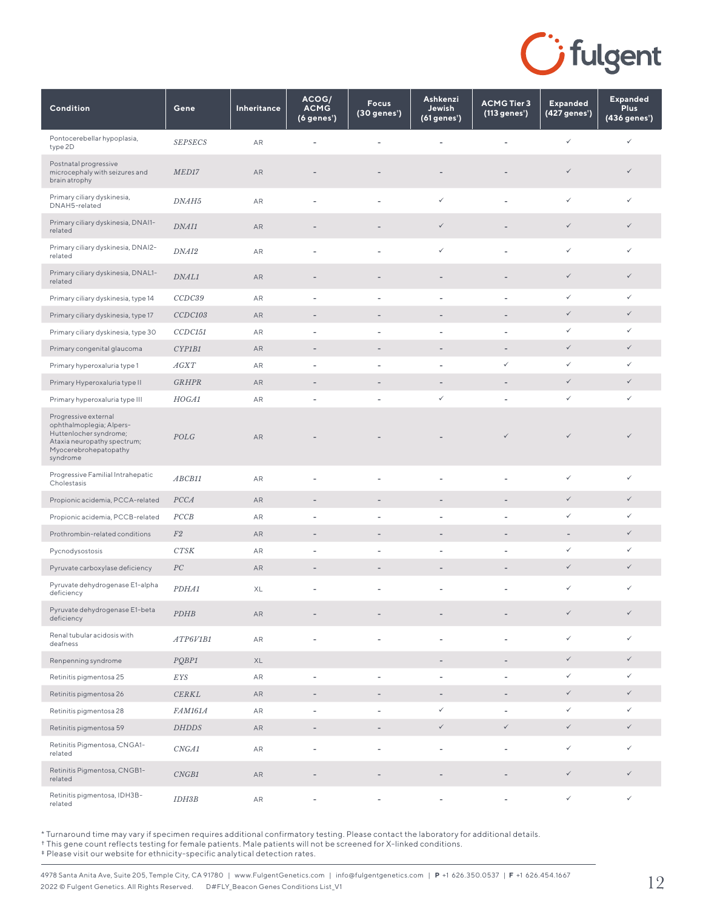| Condition | Gene | Inheritance | ACOG/ ACMG (6 genes†) | Focus (30 genes†) | Ashkenzi Jewish (61 genes†) | ACMG Tier 3 (113 genes†) | Expanded (427 genes†) | Expanded Plus (436 genes†) |
|---|---|---|---|---|---|---|---|---|
| Pontocerebellar hypoplasia, type 2D | *SEPSECS* | AR | - | - | - | - | ✓ | ✓ |
| Postnatal progressive microcephaly with seizures and brain atrophy | *MED17* | AR | - | - | - | - | ✓ | ✓ |
| Primary ciliary dyskinesia, DNAH5-related | *DNAH5* | AR | - | - | ✓ | - | ✓ | ✓ |
| Primary ciliary dyskinesia, DNAI1-related | *DNAI1* | AR | - | - | ✓ | - | ✓ | ✓ |
| Primary ciliary dyskinesia, DNAI2-related | *DNAI2* | AR | - | - | ✓ | - | ✓ | ✓ |
| Primary ciliary dyskinesia, DNAL1-related | *DNAL1* | AR | - | - | - | - | ✓ | ✓ |
| Primary ciliary dyskinesia, type 14 | *CCDC39* | AR | - | - | - | - | ✓ | ✓ |
| Primary ciliary dyskinesia, type 17 | *CCDC103* | AR | - | - | - | - | ✓ | ✓ |
| Primary ciliary dyskinesia, type 30 | *CCDC151* | AR | - | - | - | - | ✓ | ✓ |
| Primary congenital glaucoma | *CYP1B1* | AR | - | - | - | - | ✓ | ✓ |
| Primary hyperoxaluria type 1 | *AGXT* | AR | - | - | - | ✓ | ✓ | ✓ |
| Primary Hyperoxaluria type II | *GRHPR* | AR | - | - | - | - | ✓ | ✓ |
| Primary hyperoxaluria type III | *HOGA1* | AR | - | - | ✓ | - | ✓ | ✓ |
| Progressive external ophthalmoplegia; Alpers-Huttenlocher syndrome; Ataxia neuropathy spectrum; Myocerebrohepatopathy syndrome | *POLG* | AR | - | - | - | ✓ | ✓ | ✓ |
| Progressive Familial Intrahepatic Cholestasis | *ABCB11* | AR | - | - | - | - | ✓ | ✓ |
| Propionic acidemia, PCCA-related | *PCCA* | AR | - | - | - | - | ✓ | ✓ |
| Propionic acidemia, PCCB-related | *PCCB* | AR | - | - | - | - | ✓ | ✓ |
| Prothrombin-related conditions | *F2* | AR | - | - | - | - | - | ✓ |
| Pycnodysostosis | *CTSK* | AR | - | - | - | - | ✓ | ✓ |
| Pyruvate carboxylase deficiency | *PC* | AR | - | - | - | - | ✓ | ✓ |
| Pyruvate dehydrogenase E1-alpha deficiency | *PDHA1* | XL | - | - | - | - | ✓ | ✓ |
| Pyruvate dehydrogenase E1-beta deficiency | *PDHB* | AR | - | - | - | - | ✓ | ✓ |
| Renal tubular acidosis with deafness | *ATP6V1B1* | AR | - | - | - | - | ✓ | ✓ |
| Renpenning syndrome | *PQBP1* | XL | | | - | - | ✓ | ✓ |
| Retinitis pigmentosa 25 | *EYS* | AR | - | - | - | - | ✓ | ✓ |
| Retinitis pigmentosa 26 | *CERKL* | AR | - | - | - | - | ✓ | ✓ |
| Retinitis pigmentosa 28 | *FAM161A* | AR | - | - | ✓ | - | ✓ | ✓ |
| Retinitis pigmentosa 59 | *DHDDS* | AR | - | - | ✓ | ✓ | ✓ | ✓ |
| Retinitis Pigmentosa, CNGA1-related | *CNGA1* | AR | - | - | - | - | ✓ | ✓ |
| Retinitis Pigmentosa, CNGB1-related | *CNGB1* | AR | - | - | - | - | ✓ | ✓ |
| Retinitis pigmentosa, IDH3B-related | *IDH3B* | AR | - | - | - | - | ✓ | ✓ |

* Turnaround time may vary if specimen requires additional confirmatory testing. Please contact the laboratory for additional details.
† This gene count reflects testing for female patients. Male patients will not be screened for X-linked conditions.
‡ Please visit our website for ethnicity-specific analytical detection rates.

4978 Santa Anita Ave, Suite 205, Temple City, CA 91780 | www.FulgentGenetics.com | info@fulgentgenetics.com | P +1 626.350.0537 | F +1 626.454.1667
2022 © Fulgent Genetics. All Rights Reserved. D#FLY_Beacon Genes Conditions List_V1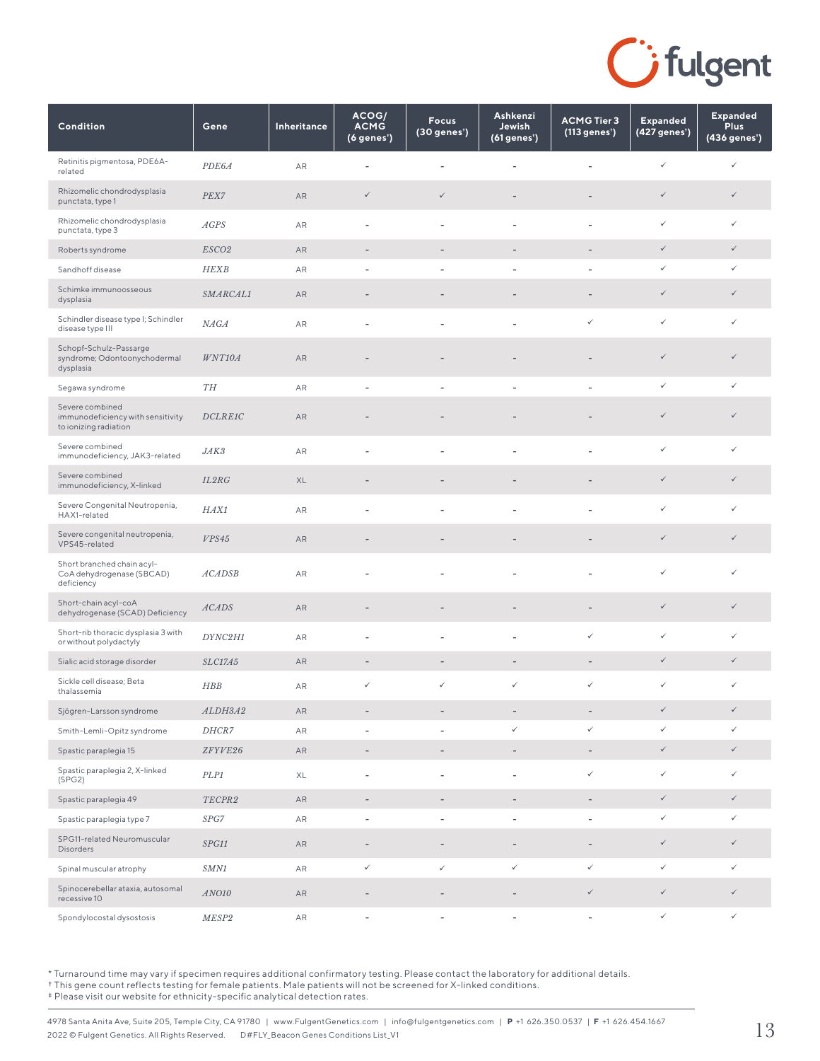| Condition | Gene | Inheritance | ACOG/ ACMG (6 genes†) | Focus (30 genes†) | Ashkenzi Jewish (61 genes†) | ACMG Tier 3 (113 genes†) | Expanded (427 genes†) | Expanded Plus (436 genes†) |
|---|---|---|---|---|---|---|---|---|
| Retinitis pigmentosa, PDE6A-related | *PDE6A* | AR | - | - | - | - | ✓ | ✓ |
| Rhizomelic chondrodysplasia punctata, type 1 | *PEX7* | AR | ✓ | ✓ | - | - | ✓ | ✓ |
| Rhizomelic chondrodysplasia punctata, type 3 | *AGPS* | AR | - | - | - | - | ✓ | ✓ |
| Roberts syndrome | *ESCO2* | AR | - | - | - | - | ✓ | ✓ |
| Sandhoff disease | *HEXB* | AR | - | - | - | - | ✓ | ✓ |
| Schimke immunoosseous dysplasia | *SMARCAL1* | AR | - | - | - | - | ✓ | ✓ |
| Schindler disease type I; Schindler disease type III | *NAGA* | AR | - | - | - | ✓ | ✓ | ✓ |
| Schopf-Schulz-Passarge syndrome; Odontoonychodermal dysplasia | *WNT10A* | AR | - | - | - | - | ✓ | ✓ |
| Segawa syndrome | *TH* | AR | - | - | - | - | ✓ | ✓ |
| Severe combined immunodeficiency with sensitivity to ionizing radiation | *DCLRE1C* | AR | - | - | - | - | ✓ | ✓ |
| Severe combined immunodeficiency, JAK3-related | *JAK3* | AR | - | - | - | - | ✓ | ✓ |
| Severe combined immunodeficiency, X-linked | *IL2RG* | XL | - | - | - | - | ✓ | ✓ |
| Severe Congenital Neutropenia, HAX1-related | *HAX1* | AR | - | - | - | - | ✓ | ✓ |
| Severe congenital neutropenia, VPS45-related | *VPS45* | AR | - | - | - | - | ✓ | ✓ |
| Short branched chain acyl-CoA dehydrogenase (SBCAD) deficiency | *ACADSB* | AR | - | - | - | - | ✓ | ✓ |
| Short-chain acyl-coA dehydrogenase (SCAD) Deficiency | *ACADS* | AR | - | - | - | - | ✓ | ✓ |
| Short-rib thoracic dysplasia 3 with or without polydactyly | *DYNC2H1* | AR | - | - | - | ✓ | ✓ | ✓ |
| Sialic acid storage disorder | *SLC17A5* | AR | - | - | - | - | ✓ | ✓ |
| Sickle cell disease; Beta thalassemia | *HBB* | AR | ✓ | ✓ | ✓ | ✓ | ✓ | ✓ |
| Sjögren-Larsson syndrome | *ALDH3A2* | AR | - | - | - | - | ✓ | ✓ |
| Smith-Lemli-Opitz syndrome | *DHCR7* | AR | - | - | ✓ | ✓ | ✓ | ✓ |
| Spastic paraplegia 15 | *ZFYVE26* | AR | - | - | - | - | ✓ | ✓ |
| Spastic paraplegia 2, X-linked (SPG2) | *PLP1* | XL | - | - | - | ✓ | ✓ | ✓ |
| Spastic paraplegia 49 | *TECPR2* | AR | - | - | - | - | ✓ | ✓ |
| Spastic paraplegia type 7 | *SPG7* | AR | - | - | - | - | ✓ | ✓ |
| SPG11-related Neuromuscular Disorders | *SPG11* | AR | - | - | - | - | ✓ | ✓ |
| Spinal muscular atrophy | *SMN1* | AR | ✓ | ✓ | ✓ | ✓ | ✓ | ✓ |
| Spinocerebellar ataxia, autosomal recessive 10 | *ANO10* | AR | - | - | - | ✓ | ✓ | ✓ |
| Spondylocostal dysostosis | *MESP2* | AR | - | - | - | - | ✓ | ✓ |

* Turnaround time may vary if specimen requires additional confirmatory testing. Please contact the laboratory for additional details.
† This gene count reflects testing for female patients. Male patients will not be screened for X-linked conditions.
‡ Please visit our website for ethnicity-specific analytical detection rates.

4978 Santa Anita Ave, Suite 205, Temple City, CA 91780 | www.FulgentGenetics.com | info@fulgentgenetics.com | **P** +1 626.350.0537 | **F** +1 626.454.1667
2022 © Fulgent Genetics. All Rights Reserved. D#FLY_Beacon Genes Conditions List_V1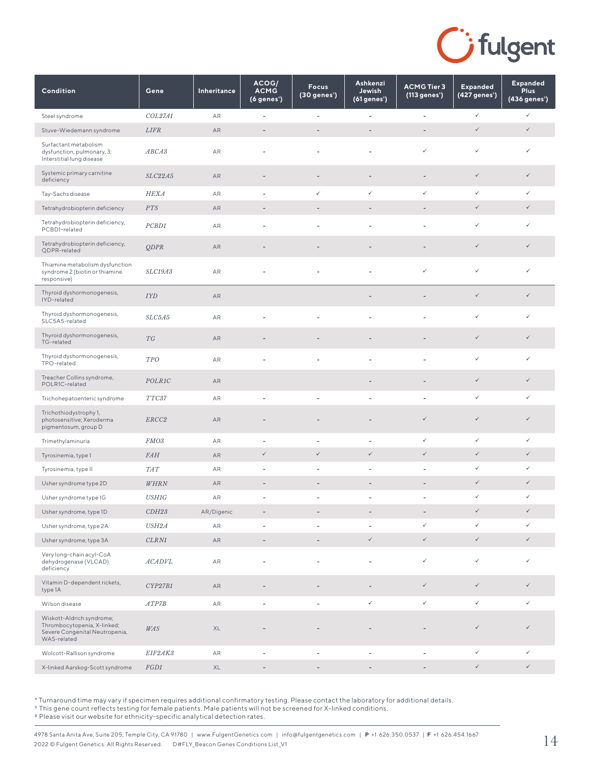| Condition | Gene | Inheritance | ACOG/ ACMG (6 genes†) | Focus (30 genes†) | Ashkenzi Jewish (61 genes†) | ACMG Tier 3 (113 genes†) | Expanded (427 genes†) | Expanded Plus (436 genes†) |
|---|---|---|---|---|---|---|---|---|
| Steel syndrome | *COL27A1* | AR | - | - | - | - | ✓ | ✓ |
| Stuve-Wiedemann syndrome | *LIFR* | AR | - | - | - | - | ✓ | ✓ |
| Surfactant metabolism dysfunction, pulmonary, 3; Interstitial lung disease | *ABCA3* | AR | - | - | - | ✓ | ✓ | ✓ |
| Systemic primary carnitine deficiency | *SLC22A5* | AR | - | - | - | - | ✓ | ✓ |
| Tay-Sachs disease | *HEXA* | AR | - | ✓ | ✓ | ✓ | ✓ | ✓ |
| Tetrahydrobiopterin deficiency | *PTS* | AR | - | - | - | - | ✓ | ✓ |
| Tetrahydrobiopterin deficiency, PCBD1-related | *PCBD1* | AR | - | - | - | - | ✓ | ✓ |
| Tetrahydrobiopterin deficiency, QDPR-related | *QDPR* | AR | - | - | - | - | ✓ | ✓ |
| Thiamine metabolism dysfunction syndrome 2 (biotin or thiamine responsive) | *SLC19A3* | AR | - | - | - | ✓ | ✓ | ✓ |
| Thyroid dyshormonogenesis, IYD-related | *IYD* | AR | | | - | - | ✓ | ✓ |
| Thyroid dyshormonogenesis, SLC5A5-related | *SLC5A5* | AR | - | - | - | - | ✓ | ✓ |
| Thyroid dyshormonogenesis, TG-related | *TG* | AR | - | - | - | - | ✓ | ✓ |
| Thyroid dyshormonogenesis, TPO-related | *TPO* | AR | - | - | - | - | ✓ | ✓ |
| Treacher Collins syndrome, POLR1C-related | *POLR1C* | AR | | | - | - | ✓ | ✓ |
| Trichohepatoenteric syndrome | *TTC37* | AR | - | - | - | - | ✓ | ✓ |
| Trichothiodystrophy 1, photosensitive; Xeroderma pigmentosum, group D | *ERCC2* | AR | - | - | - | ✓ | ✓ | ✓ |
| Trimethylaminuria | *FMO3* | AR | - | - | - | ✓ | ✓ | ✓ |
| Tyrosinemia, type 1 | *FAH* | AR | ✓ | ✓ | ✓ | ✓ | ✓ | ✓ |
| Tyrosinemia, type II | *TAT* | AR | - | - | - | - | ✓ | ✓ |
| Usher syndrome type 2D | *WHRN* | AR | - | - | - | - | ✓ | ✓ |
| Usher syndrome type IG | *USH1G* | AR | - | - | - | - | ✓ | ✓ |
| Usher syndrome, type 1D | *CDH23* | AR/Digenic | - | - | - | - | ✓ | ✓ |
| Usher syndrome, type 2A | *USH2A* | AR | - | - | - | ✓ | ✓ | ✓ |
| Usher syndrome, type 3A | *CLRN1* | AR | - | - | ✓ | ✓ | ✓ | ✓ |
| Very long-chain acyl-CoA dehydrogenase (VLCAD) deficiency | *ACADVL* | AR | - | - | - | ✓ | ✓ | ✓ |
| Vitamin D-dependent rickets, type 1A | *CYP27B1* | AR | - | - | - | ✓ | ✓ | ✓ |
| Wilson disease | *ATP7B* | AR | - | - | ✓ | ✓ | ✓ | ✓ |
| Wiskott-Aldrich syndrome; Thrombocytopenia, X-linked; Severe Congenital Neutropenia, WAS-related | *WAS* | XL | - | - | - | - | ✓ | ✓ |
| Wolcott-Rallison syndrome | *EIF2AK3* | AR | - | - | - | - | ✓ | ✓ |
| X-linked Aarskog-Scott syndrome | *FGD1* | XL | - | - | - | - | ✓ | ✓ |

* Turnaround time may vary if specimen requires additional confirmatory testing. Please contact the laboratory for additional details.
† This gene count reflects testing for female patients. Male patients will not be screened for X-linked conditions.
‡ Please visit our website for ethnicity-specific analytical detection rates.

4978 Santa Anita Ave, Suite 205, Temple City, CA 91780 | www.FulgentGenetics.com | info@fulgentgenetics.com | **P** +1 626.350.0537 | **F** +1 626.454.1667
2022 © Fulgent Genetics. All Rights Reserved. D#FLY_Beacon Genes Conditions List_V1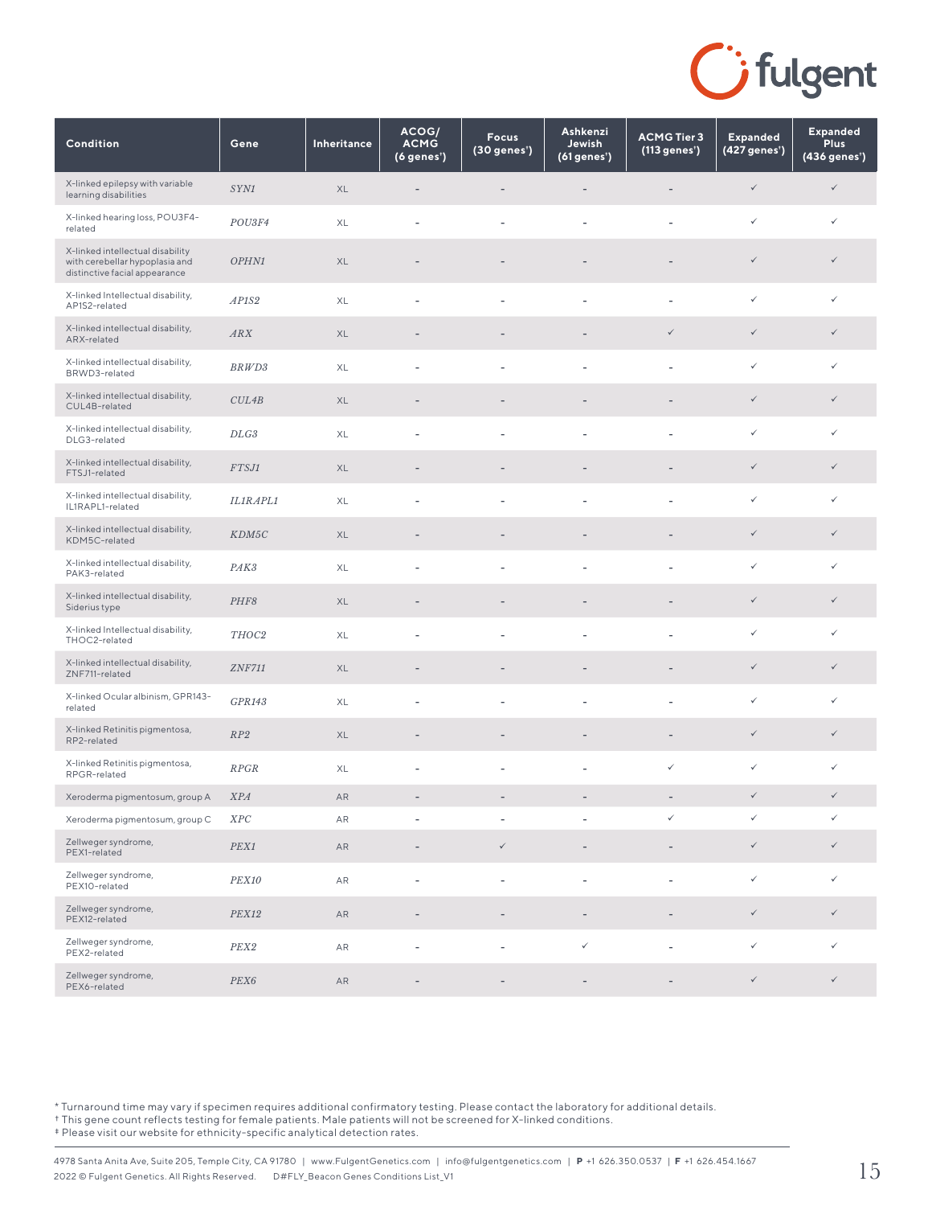| Condition | Gene | Inheritance | ACOG/ ACMG (6 genes†) | Focus (30 genes†) | Ashkenzi Jewish (61 genes†) | ACMG Tier 3 (113 genes†) | Expanded (427 genes†) | Expanded Plus (436 genes†) |
|---|---|---|---|---|---|---|---|---|
| X-linked epilepsy with variable learning disabilities | *SYN1* | XL | - | - | - | - | ✓ | ✓ |
| X-linked hearing loss, POU3F4-related | *POU3F4* | XL | - | - | - | - | ✓ | ✓ |
| X-linked intellectual disability with cerebellar hypoplasia and distinctive facial appearance | *OPHN1* | XL | - | - | - | - | ✓ | ✓ |
| X-linked Intellectual disability, AP1S2-related | *AP1S2* | XL | - | - | - | - | ✓ | ✓ |
| X-linked intellectual disability, ARX-related | *ARX* | XL | - | - | - | ✓ | ✓ | ✓ |
| X-linked intellectual disability, BRWD3-related | *BRWD3* | XL | - | - | - | - | ✓ | ✓ |
| X-linked intellectual disability, CUL4B-related | *CUL4B* | XL | - | - | - | - | ✓ | ✓ |
| X-linked intellectual disability, DLG3-related | *DLG3* | XL | - | - | - | - | ✓ | ✓ |
| X-linked intellectual disability, FTSJ1-related | *FTSJ1* | XL | - | - | - | - | ✓ | ✓ |
| X-linked intellectual disability, IL1RAPL1-related | *IL1RAPL1* | XL | - | - | - | - | ✓ | ✓ |
| X-linked intellectual disability, KDM5C-related | *KDM5C* | XL | - | - | - | - | ✓ | ✓ |
| X-linked intellectual disability, PAK3-related | *PAK3* | XL | - | - | - | - | ✓ | ✓ |
| X-linked intellectual disability, Siderius type | *PHF8* | XL | - | - | - | - | ✓ | ✓ |
| X-linked Intellectual disability, THOC2-related | *THOC2* | XL | - | - | - | - | ✓ | ✓ |
| X-linked intellectual disability, ZNF711-related | *ZNF711* | XL | - | - | - | - | ✓ | ✓ |
| X-linked Ocular albinism, GPR143-related | *GPR143* | XL | - | - | - | - | ✓ | ✓ |
| X-linked Retinitis pigmentosa, RP2-related | *RP2* | XL | - | - | - | - | ✓ | ✓ |
| X-linked Retinitis pigmentosa, RPGR-related | *RPGR* | XL | - | - | - | ✓ | ✓ | ✓ |
| Xeroderma pigmentosum, group A | *XPA* | AR | - | - | - | - | ✓ | ✓ |
| Xeroderma pigmentosum, group C | *XPC* | AR | - | - | - | ✓ | ✓ | ✓ |
| Zellweger syndrome, PEX1-related | *PEX1* | AR | - | ✓ | - | - | ✓ | ✓ |
| Zellweger syndrome, PEX10-related | *PEX10* | AR | - | - | - | - | ✓ | ✓ |
| Zellweger syndrome, PEX12-related | *PEX12* | AR | - | - | - | - | ✓ | ✓ |
| Zellweger syndrome, PEX2-related | *PEX2* | AR | - | - | ✓ | - | ✓ | ✓ |
| Zellweger syndrome, PEX6-related | *PEX6* | AR | - | - | - | - | ✓ | ✓ |

* Turnaround time may vary if specimen requires additional confirmatory testing. Please contact the laboratory for additional details.
† This gene count reflects testing for female patients. Male patients will not be screened for X-linked conditions.
‡ Please visit our website for ethnicity-specific analytical detection rates.

4978 Santa Anita Ave, Suite 205, Temple City, CA 91780 | www.FulgentGenetics.com | info@fulgentgenetics.com | **P** +1 626.350.0537 | **F** +1 626.454.1667
2022 © Fulgent Genetics. All Rights Reserved. D#FLY_Beacon Genes Conditions List_V1